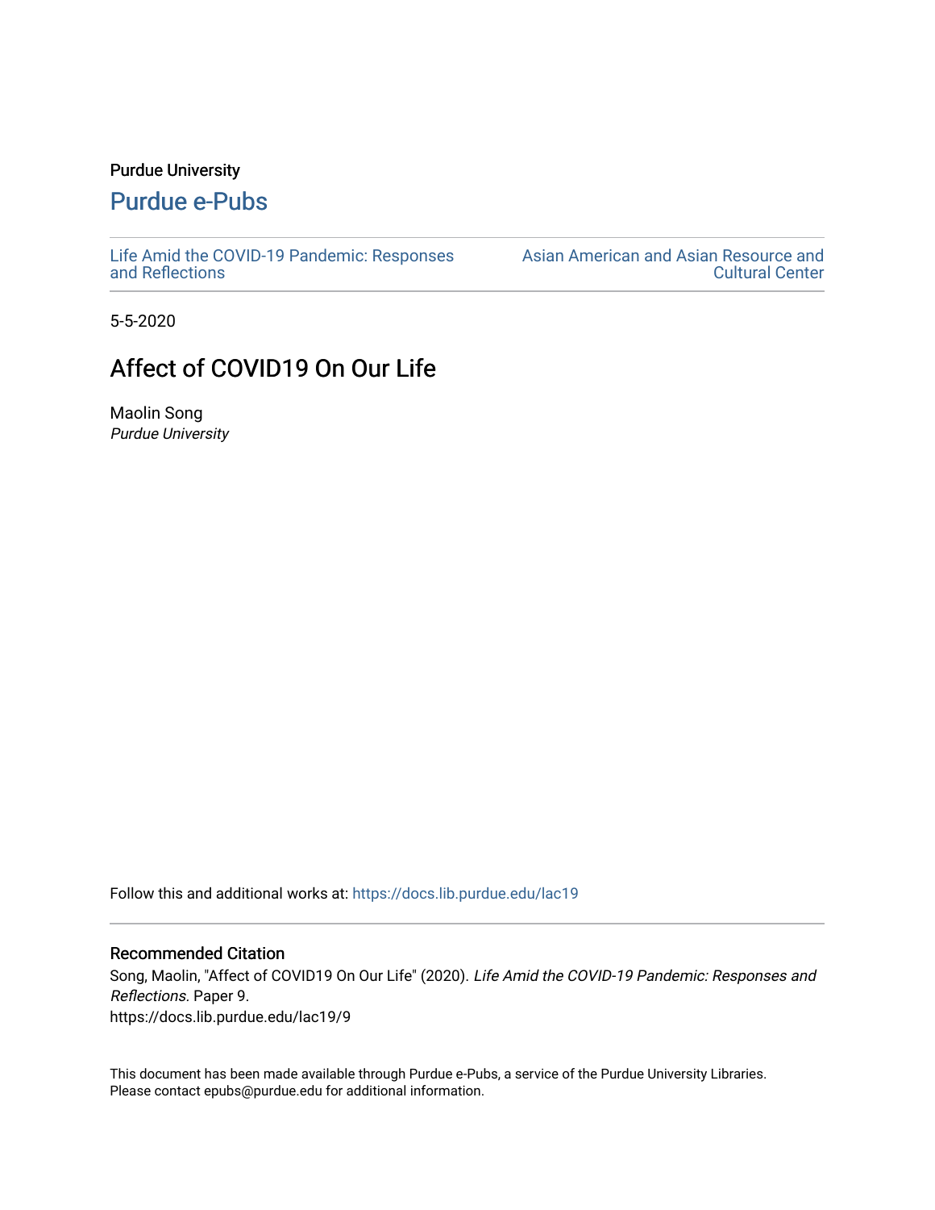Purdue University

# Purdue e-Pubs

Life Amid the COVID-19 Pandemic: Responses and Reflections

Asian American and Asian Resource and Cultural Center

5-5-2020

## Affect of COVID19 On Our Life

Maolin Song
*Purdue University*

Follow this and additional works at: https://docs.lib.purdue.edu/lac19

### Recommended Citation

Song, Maolin, "Affect of COVID19 On Our Life" (2020). *Life Amid the COVID-19 Pandemic: Responses and Reflections.* Paper 9.
https://docs.lib.purdue.edu/lac19/9

This document has been made available through Purdue e-Pubs, a service of the Purdue University Libraries. Please contact epubs@purdue.edu for additional information.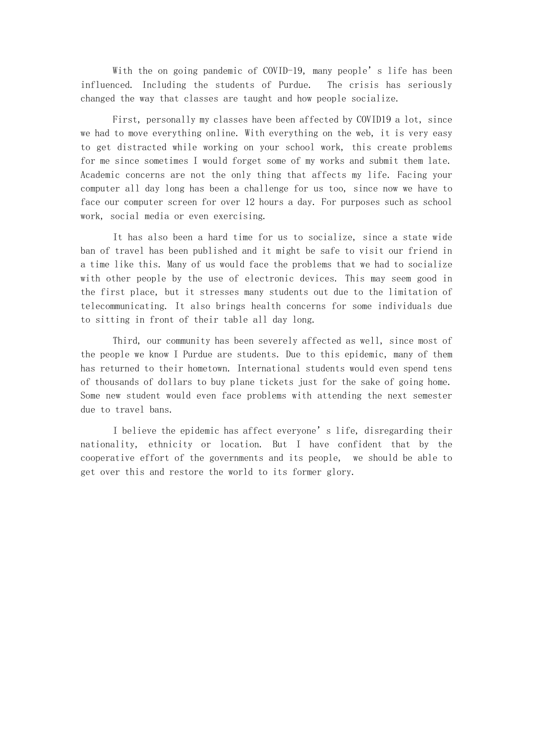With the on going pandemic of COVID-19, many people's life has been influenced. Including the students of Purdue. The crisis has seriously changed the way that classes are taught and how people socialize.

First, personally my classes have been affected by COVID19 a lot, since we had to move everything online. With everything on the web, it is very easy to get distracted while working on your school work, this create problems for me since sometimes I would forget some of my works and submit them late. Academic concerns are not the only thing that affects my life. Facing your computer all day long has been a challenge for us too, since now we have to face our computer screen for over 12 hours a day. For purposes such as school work, social media or even exercising.

It has also been a hard time for us to socialize, since a state wide ban of travel has been published and it might be safe to visit our friend in a time like this. Many of us would face the problems that we had to socialize with other people by the use of electronic devices. This may seem good in the first place, but it stresses many students out due to the limitation of telecommunicating. It also brings health concerns for some individuals due to sitting in front of their table all day long.

Third, our community has been severely affected as well, since most of the people we know I Purdue are students. Due to this epidemic, many of them has returned to their hometown. International students would even spend tens of thousands of dollars to buy plane tickets just for the sake of going home. Some new student would even face problems with attending the next semester due to travel bans.

I believe the epidemic has affect everyone's life, disregarding their nationality, ethnicity or location. But I have confident that by the cooperative effort of the governments and its people, we should be able to get over this and restore the world to its former glory.